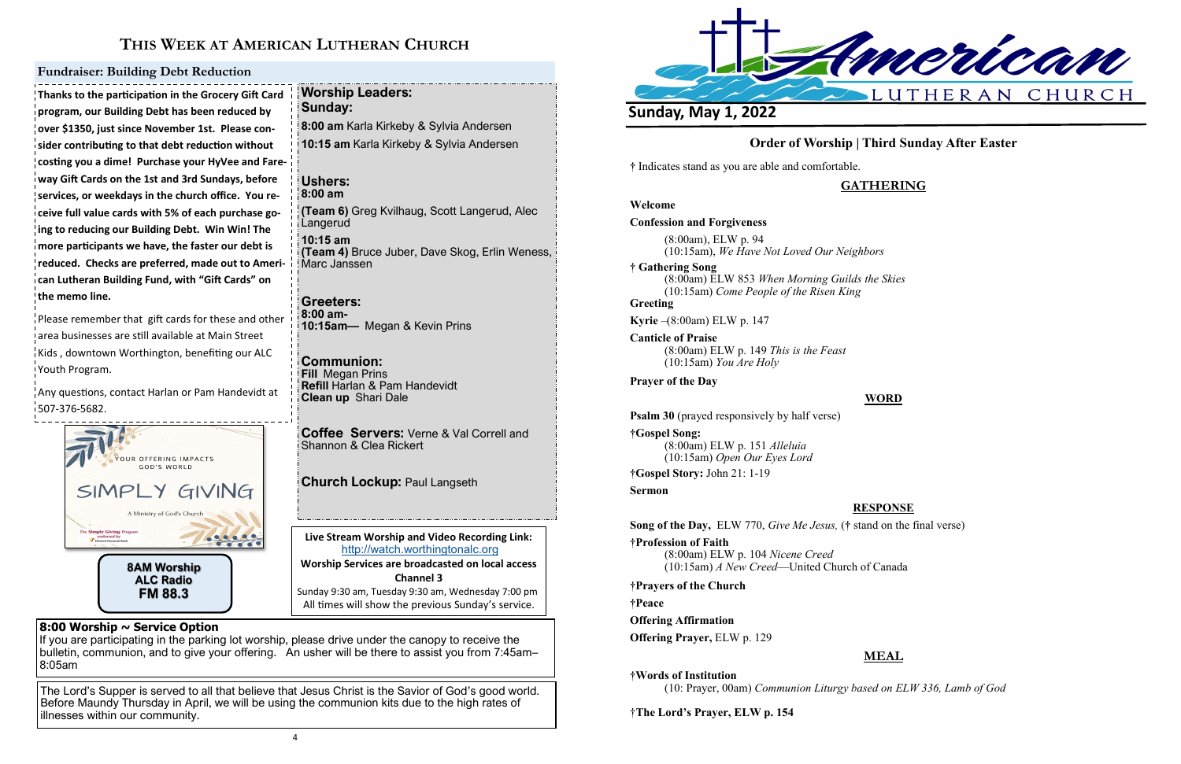# THIS WEEK AT AMERICAN LUTHERAN CHURCH

## Fundraiser: Building Debt Reduction

**Thanks to the participation in the Grocery Gift Card program, our Building Debt has been reduced by over $1350, just since November 1st. Please consider contributing to that debt reduction without costing you a dime! Purchase your HyVee and Fareway Gift Cards on the 1st and 3rd Sundays, before services, or weekdays in the church office. You receive full value cards with 5% of each purchase going to reducing our Building Debt. Win Win! The more participants we have, the faster our debt is reduced. Checks are preferred, made out to American Lutheran Building Fund, with "Gift Cards" on the memo line.**

Please remember that gift cards for these and other area businesses are still available at Main Street Kids , downtown Worthington, benefiting our ALC Youth Program.

Any questions, contact Harlan or Pam Handevidt at 507-376-5682.

YOUR OFFERING IMPACTS GOD'S WORLD

SIMPLY GIVING

A Ministry of God's Church

**8AM Worship**
**ALC Radio**
**FM 88.3**

**Worship Leaders:**
**Sunday:**

**8:00 am** Karla Kirkeby & Sylvia Andersen

**10:15 am** Karla Kirkeby & Sylvia Andersen

**Ushers:**
**8:00 am**
**(Team 6)** Greg Kvilhaug, Scott Langerud, Alec Langerud

**10:15 am**
**(Team 4)** Bruce Juber, Dave Skog, Erlin Weness, Marc Janssen

**Greeters:**
**8:00 am-**
**10:15am—** Megan & Kevin Prins

**Communion:**
**Fill** Megan Prins
**Refill** Harlan & Pam Handevidt
**Clean up** Shari Dale

**Coffee Servers:** Verne & Val Correll and Shannon & Clea Rickert

**Church Lockup:** Paul Langseth

**Live Stream Worship and Video Recording Link:**
http://watch.worthingtonalc.org
**Worship Services are broadcasted on local access Channel 3**
Sunday 9:30 am, Tuesday 9:30 am, Wednesday 7:00 pm
All times will show the previous Sunday's service.

**8:00 Worship ~ Service Option**
If you are participating in the parking lot worship, please drive under the canopy to receive the bulletin, communion, and to give your offering. An usher will be there to assist you from 7:45am–8:05am

The Lord's Supper is served to all that believe that Jesus Christ is the Savior of God's good world. Before Maundy Thursday in April, we will be using the communion kits due to the high rates of illnesses within our community.

# American LUTHERAN CHURCH

## Sunday, May 1, 2022

### Order of Worship | Third Sunday After Easter

† Indicates stand as you are able and comfortable.

### GATHERING

**Welcome**

**Confession and Forgiveness**
(8:00am), ELW p. 94
(10:15am), *We Have Not Loved Our Neighbors*

**† Gathering Song**
(8:00am) ELW 853 *When Morning Guilds the Skies*
(10:15am) *Come People of the Risen King*

**Greeting**

**Kyrie** –(8:00am) ELW p. 147

**Canticle of Praise**
(8:00am) ELW p. 149 *This is the Feast*
(10:15am) *You Are Holy*

**Prayer of the Day**

### WORD

**Psalm 30** (prayed responsively by half verse)

**†Gospel Song:**
(8:00am) ELW p. 151 *Alleluia*
(10:15am) *Open Our Eyes Lord*

**†Gospel Story:** John 21: 1-19

**Sermon**

### RESPONSE

**Song of the Day,** ELW 770, *Give Me Jesus,* († stand on the final verse)

**†Profession of Faith**
(8:00am) ELW p. 104 *Nicene Creed*
(10:15am) *A New Creed*—United Church of Canada

**†Prayers of the Church**

**†Peace**

**Offering Affirmation**

**Offering Prayer,** ELW p. 129

### MEAL

**†Words of Institution**
(10: Prayer, 00am) *Communion Liturgy based on ELW 336, Lamb of God*

**†The Lord's Prayer, ELW p. 154**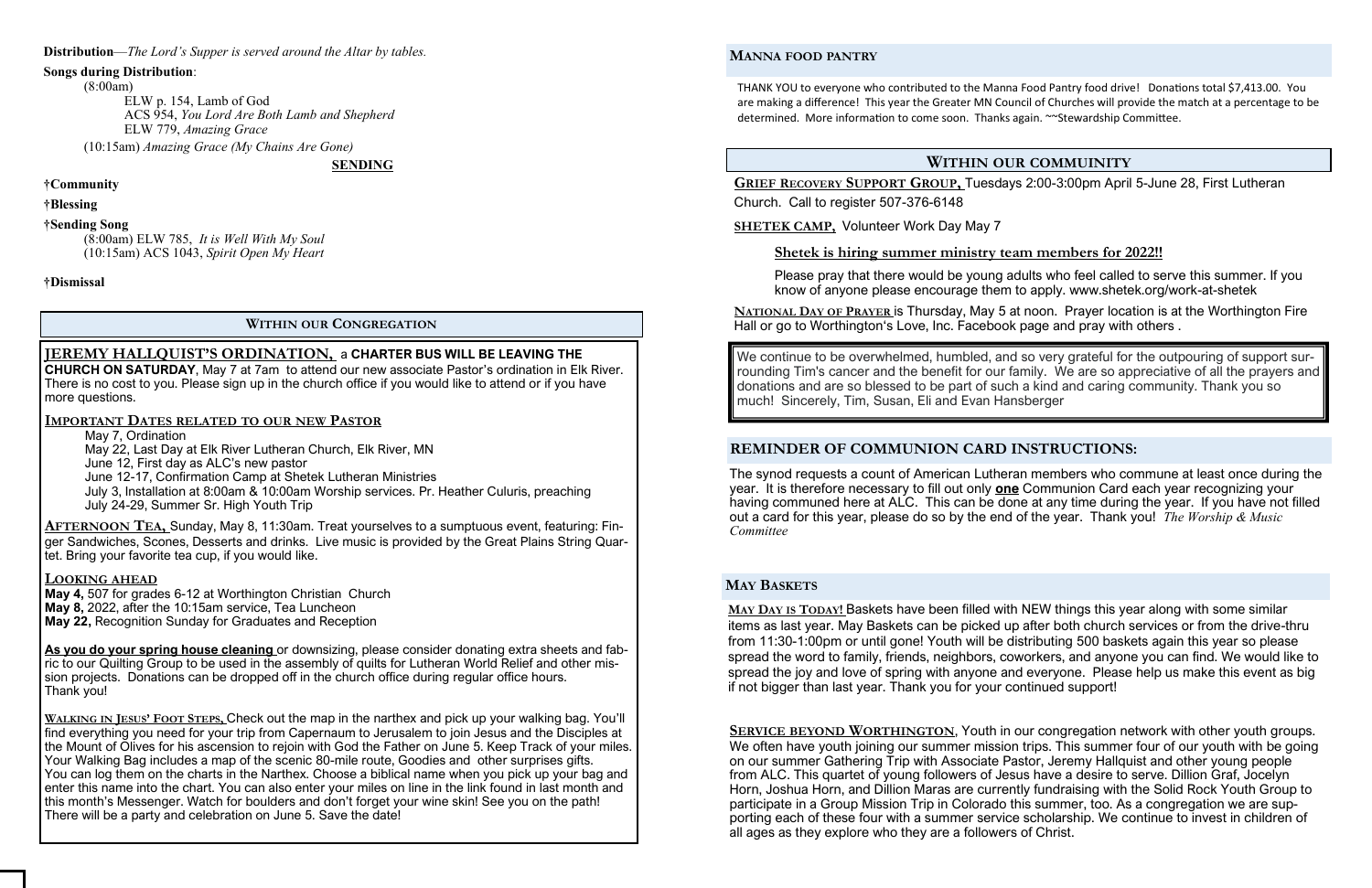**Distribution**—*The Lord's Supper is served around the Altar by tables.*

**Songs during Distribution**:

(8:00am)

ELW p. 154, Lamb of God
ACS 954, *You Lord Are Both Lamb and Shepherd*
ELW 779, *Amazing Grace*

(10:15am) *Amazing Grace (My Chains Are Gone)*

## SENDING

**†Community**

**†Blessing**

**†Sending Song**

(8:00am) ELW 785, *It is Well With My Soul*
(10:15am) ACS 1043, *Spirit Open My Heart*

**†Dismissal**

## WITHIN OUR CONGREGATION

**JEREMY HALLQUIST'S ORDINATION,** a **CHARTER BUS WILL BE LEAVING THE CHURCH ON SATURDAY**, May 7 at 7am to attend our new associate Pastor's ordination in Elk River. There is no cost to you. Please sign up in the church office if you would like to attend or if you have more questions.

**IMPORTANT DATES RELATED TO OUR NEW PASTOR**

May 7, Ordination
May 22, Last Day at Elk River Lutheran Church, Elk River, MN
June 12, First day as ALC's new pastor
June 12-17, Confirmation Camp at Shetek Lutheran Ministries
July 3, Installation at 8:00am & 10:00am Worship services. Pr. Heather Culuris, preaching
July 24-29, Summer Sr. High Youth Trip

**AFTERNOON TEA,** Sunday, May 8, 11:30am. Treat yourselves to a sumptuous event, featuring: Finger Sandwiches, Scones, Desserts and drinks. Live music is provided by the Great Plains String Quartet. Bring your favorite tea cup, if you would like.

**LOOKING AHEAD**

**May 4,** 507 for grades 6-12 at Worthington Christian Church
**May 8,** 2022, after the 10:15am service, Tea Luncheon
**May 22,** Recognition Sunday for Graduates and Reception

**As you do your spring house cleaning** or downsizing, please consider donating extra sheets and fabric to our Quilting Group to be used in the assembly of quilts for Lutheran World Relief and other mission projects. Donations can be dropped off in the church office during regular office hours. Thank you!

**WALKING IN JESUS' FOOT STEPS,** Check out the map in the narthex and pick up your walking bag. You'll find everything you need for your trip from Capernaum to Jerusalem to join Jesus and the Disciples at the Mount of Olives for his ascension to rejoin with God the Father on June 5. Keep Track of your miles. Your Walking Bag includes a map of the scenic 80-mile route, Goodies and other surprises gifts. You can log them on the charts in the Narthex. Choose a biblical name when you pick up your bag and enter this name into the chart. You can also enter your miles on line in the link found in last month and this month's Messenger. Watch for boulders and don't forget your wine skin! See you on the path! There will be a party and celebration on June 5. Save the date!

## MANNA FOOD PANTRY

THANK YOU to everyone who contributed to the Manna Food Pantry food drive! Donations total $7,413.00. You are making a difference! This year the Greater MN Council of Churches will provide the match at a percentage to be determined. More information to come soon. Thanks again. ~~Stewardship Committee.

## WITHIN OUR COMMUNITY

**GRIEF RECOVERY SUPPORT GROUP,** Tuesdays 2:00-3:00pm April 5-June 28, First Lutheran Church. Call to register 507-376-6148

**SHETEK CAMP,** Volunteer Work Day May 7

**Shetek is hiring summer ministry team members for 2022!!**

Please pray that there would be young adults who feel called to serve this summer. If you know of anyone please encourage them to apply. www.shetek.org/work-at-shetek

**NATIONAL DAY OF PRAYER** is Thursday, May 5 at noon. Prayer location is at the Worthington Fire Hall or go to Worthington's Love, Inc. Facebook page and pray with others .

We continue to be overwhelmed, humbled, and so very grateful for the outpouring of support surrounding Tim's cancer and the benefit for our family. We are so appreciative of all the prayers and donations and are so blessed to be part of such a kind and caring community. Thank you so much! Sincerely, Tim, Susan, Eli and Evan Hansberger

## REMINDER OF COMMUNION CARD INSTRUCTIONS:

The synod requests a count of American Lutheran members who commune at least once during the year. It is therefore necessary to fill out only **one** Communion Card each year recognizing your having communed here at ALC. This can be done at any time during the year. If you have not filled out a card for this year, please do so by the end of the year. Thank you! *The Worship & Music Committee*

## MAY BASKETS

**MAY DAY IS TODAY!** Baskets have been filled with NEW things this year along with some similar items as last year. May Baskets can be picked up after both church services or from the drive-thru from 11:30-1:00pm or until gone! Youth will be distributing 500 baskets again this year so please spread the word to family, friends, neighbors, coworkers, and anyone you can find. We would like to spread the joy and love of spring with anyone and everyone. Please help us make this event as big if not bigger than last year. Thank you for your continued support!

**SERVICE BEYOND WORTHINGTON**, Youth in our congregation network with other youth groups. We often have youth joining our summer mission trips. This summer four of our youth with be going on our summer Gathering Trip with Associate Pastor, Jeremy Hallquist and other young people from ALC. This quartet of young followers of Jesus have a desire to serve. Dillion Graf, Jocelyn Horn, Joshua Horn, and Dillion Maras are currently fundraising with the Solid Rock Youth Group to participate in a Group Mission Trip in Colorado this summer, too. As a congregation we are supporting each of these four with a summer service scholarship. We continue to invest in children of all ages as they explore who they are a followers of Christ.